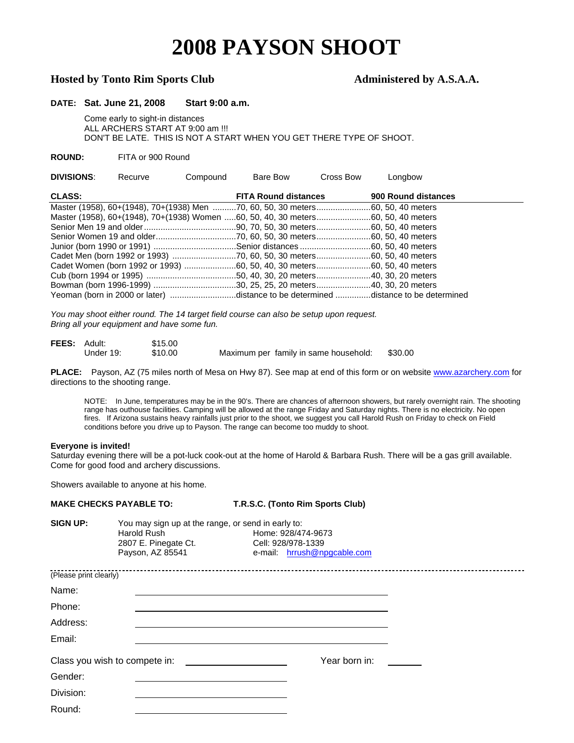# 2008 PAYSON SHOOT

**Hosted by Tonto Rim Sports Club** **Administered by A.S.A.A.**

**DATE: Sat. June 21, 2008 Start 9:00 a.m.**

Come early to sight-in distances
ALL ARCHERS START AT 9:00 am !!!
DON'T BE LATE. THIS IS NOT A START WHEN YOU GET THERE TYPE OF SHOOT.

**ROUND:** FITA or 900 Round

**DIVISIONS**: Recurve Compound Bare Bow Cross Bow Longbow

| CLASS: | FITA Round distances | 900 Round distances |
|---|---|---|
| Master (1958), 60+(1948), 70+(1938) Men | 70, 60, 50, 30 meters | 60, 50, 40 meters |
| Master (1958), 60+(1948), 70+(1938) Women | 60, 50, 40, 30 meters | 60, 50, 40 meters |
| Senior Men 19 and older | 90, 70, 50, 30 meters | 60, 50, 40 meters |
| Senior Women 19 and older | 70, 60, 50, 30 meters | 60, 50, 40 meters |
| Junior (born 1990 or 1991) | Senior distances | 60, 50, 40 meters |
| Cadet Men (born 1992 or 1993) | 70, 60, 50, 30 meters | 60, 50, 40 meters |
| Cadet Women (born 1992 or 1993) | 60, 50, 40, 30 meters | 60, 50, 40 meters |
| Cub (born 1994 or 1995) | 50, 40, 30, 20 meters | 40, 30, 20 meters |
| Bowman (born 1996-1999) | 30, 25, 25, 20 meters | 40, 30, 20 meters |
| Yeoman (born in 2000 or later) | distance to be determined | distance to be determined |

*You may shoot either round. The 14 target field course can also be setup upon request.*
*Bring all your equipment and have some fun.*

**FEES:** Adult: $15.00
Under 19: $10.00 Maximum per family in same household: $30.00

**PLACE:** Payson, AZ (75 miles north of Mesa on Hwy 87). See map at end of this form or on website www.azarchery.com for directions to the shooting range.

NOTE: In June, temperatures may be in the 90's. There are chances of afternoon showers, but rarely overnight rain. The shooting range has outhouse facilities. Camping will be allowed at the range Friday and Saturday nights. There is no electricity. No open fires. If Arizona sustains heavy rainfalls just prior to the shoot, we suggest you call Harold Rush on Friday to check on Field conditions before you drive up to Payson. The range can become too muddy to shoot.

**Everyone is invited!**
Saturday evening there will be a pot-luck cook-out at the home of Harold & Barbara Rush. There will be a gas grill available. Come for good food and archery discussions.

Showers available to anyone at his home.

**MAKE CHECKS PAYABLE TO: T.R.S.C. (Tonto Rim Sports Club)**

**SIGN UP:** You may sign up at the range, or send in early to:

Harold Rush
2807 E. Pinegate Ct.
Payson, AZ 85541

Home: 928/474-9673
Cell: 928/978-1339
e-mail: hrrush@npgcable.com

---

(Please print clearly)

Name: ____________________

Phone: ____________________

Address: ____________________

Email: ____________________

Class you wish to compete in: ____________ Year born in: ______

Gender: ____________________

Division: ____________________

Round: ____________________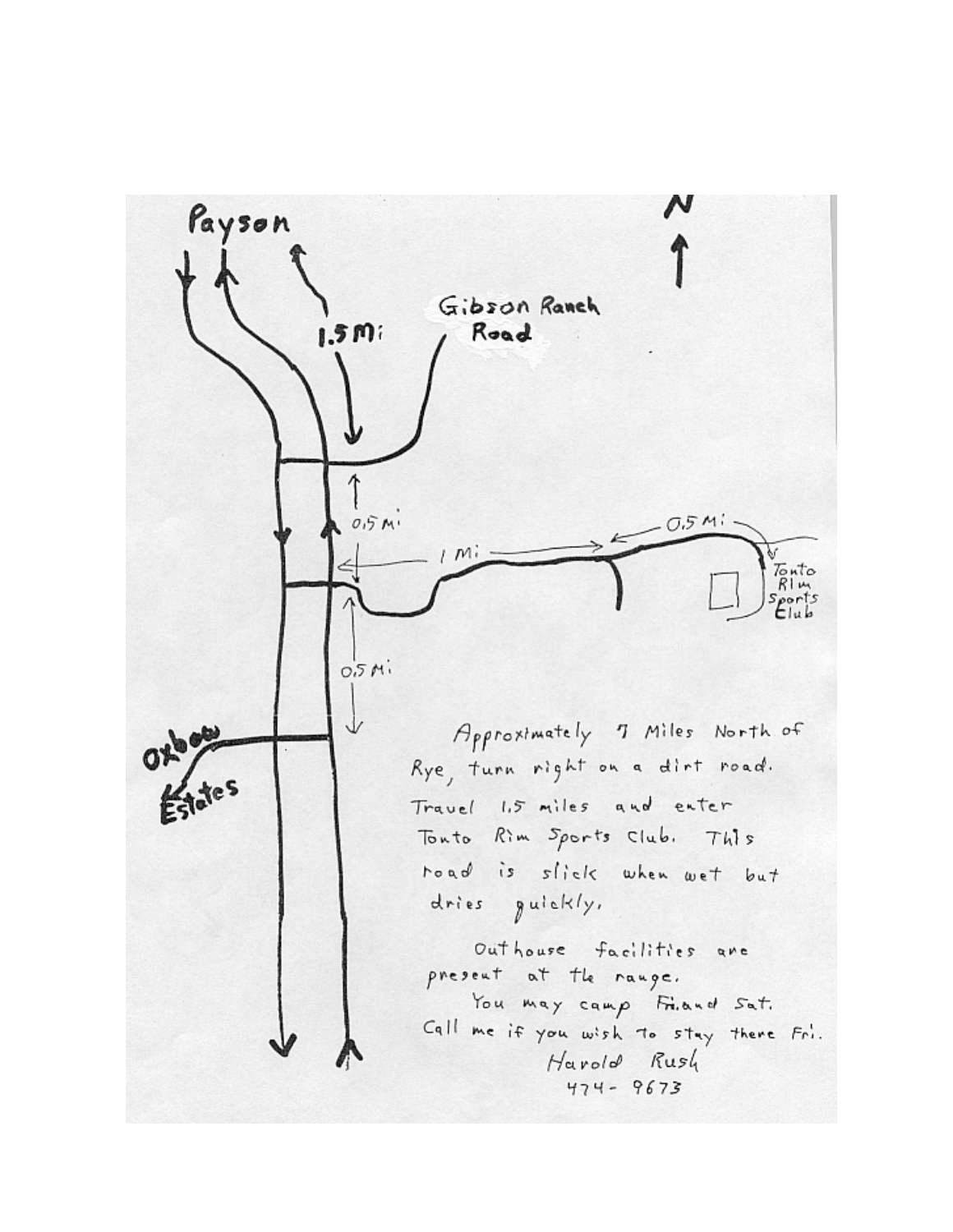Payson

N

Gibson Ranch Road

1.5 Mi

0.5 Mi

1 Mi

0.5 Mi

Tonto Rim Sports Club

0.5 Mi

Oxbow Estates

Approximately 7 Miles North of Rye, turn right on a dirt road. Travel 1.5 miles and enter Tonto Rim Sports Club. This road is slick when wet but dries quickly.

Outhouse facilities are present at the range.

You may camp Fri. and Sat. Call me if you wish to stay there Fri.

Harold Rush
474-9673